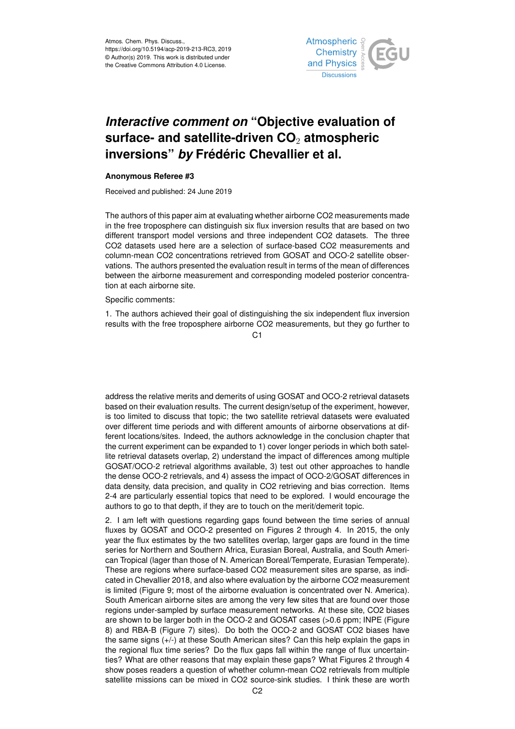# *Interactive comment on* "Objective evaluation of surface- and satellite-driven $CO_2$ atmospheric inversions" *by* Frédéric Chevallier et al.

**Anonymous Referee #3**

Received and published: 24 June 2019

The authors of this paper aim at evaluating whether airborne CO2 measurements made in the free troposphere can distinguish six flux inversion results that are based on two different transport model versions and three independent CO2 datasets. The three CO2 datasets used here are a selection of surface-based CO2 measurements and column-mean CO2 concentrations retrieved from GOSAT and OCO-2 satellite observations. The authors presented the evaluation result in terms of the mean of differences between the airborne measurement and corresponding modeled posterior concentration at each airborne site.

Specific comments:

1. The authors achieved their goal of distinguishing the six independent flux inversion results with the free troposphere airborne CO2 measurements, but they go further to address the relative merits and demerits of using GOSAT and OCO-2 retrieval datasets based on their evaluation results. The current design/setup of the experiment, however, is too limited to discuss that topic; the two satellite retrieval datasets were evaluated over different time periods and with different amounts of airborne observations at different locations/sites. Indeed, the authors acknowledge in the conclusion chapter that the current experiment can be expanded to 1) cover longer periods in which both satellite retrieval datasets overlap, 2) understand the impact of differences among multiple GOSAT/OCO-2 retrieval algorithms available, 3) test out other approaches to handle the dense OCO-2 retrievals, and 4) assess the impact of OCO-2/GOSAT differences in data density, data precision, and quality in CO2 retrieving and bias correction. Items 2-4 are particularly essential topics that need to be explored. I would encourage the authors to go to that depth, if they are to touch on the merit/demerit topic.

2. I am left with questions regarding gaps found between the time series of annual fluxes by GOSAT and OCO-2 presented on Figures 2 through 4. In 2015, the only year the flux estimates by the two satellites overlap, larger gaps are found in the time series for Northern and Southern Africa, Eurasian Boreal, Australia, and South American Tropical (lager than those of N. American Boreal/Temperate, Eurasian Temperate). These are regions where surface-based CO2 measurement sites are sparse, as indicated in Chevallier 2018, and also where evaluation by the airborne CO2 measurement is limited (Figure 9; most of the airborne evaluation is concentrated over N. America). South American airborne sites are among the very few sites that are found over those regions under-sampled by surface measurement networks. At these site, CO2 biases are shown to be larger both in the OCO-2 and GOSAT cases (>0.6 ppm; INPE (Figure 8) and RBA-B (Figure 7) sites). Do both the OCO-2 and GOSAT CO2 biases have the same signs (+/-) at these South American sites? Can this help explain the gaps in the regional flux time series? Do the flux gaps fall within the range of flux uncertainties? What are other reasons that may explain these gaps? What Figures 2 through 4 show poses readers a question of whether column-mean CO2 retrievals from multiple satellite missions can be mixed in CO2 source-sink studies. I think these are worth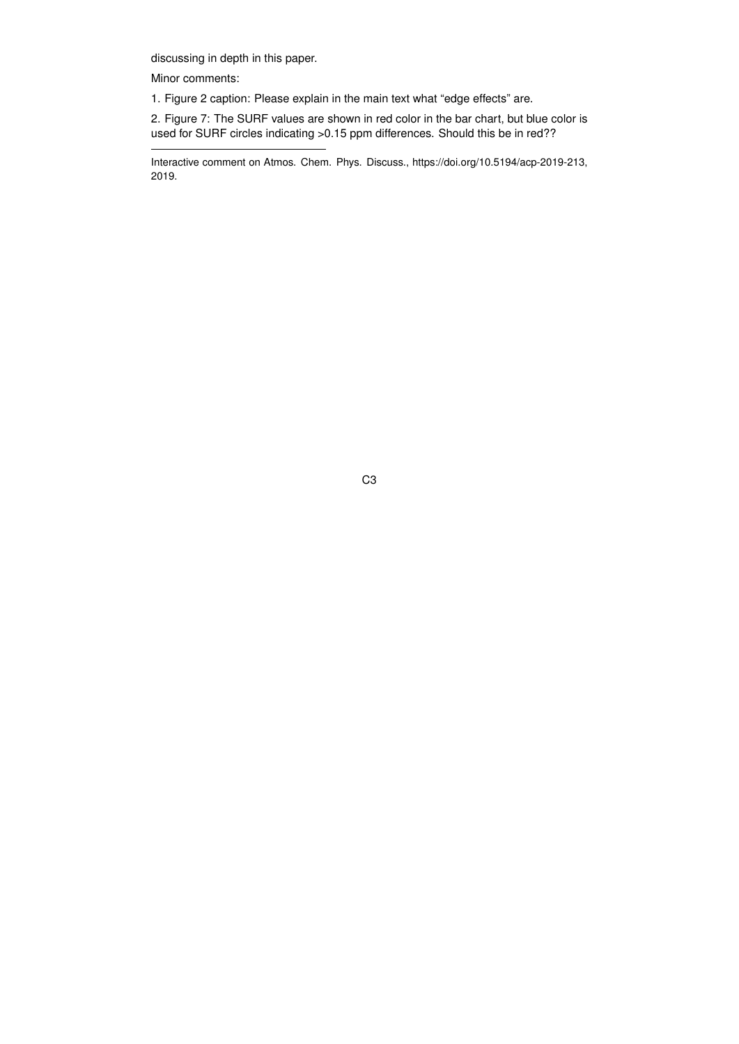discussing in depth in this paper.

Minor comments:

1. Figure 2 caption: Please explain in the main text what “edge effects” are.

2. Figure 7: The SURF values are shown in red color in the bar chart, but blue color is used for SURF circles indicating >0.15 ppm differences. Should this be in red??

---

Interactive comment on Atmos. Chem. Phys. Discuss., https://doi.org/10.5194/acp-2019-213, 2019.